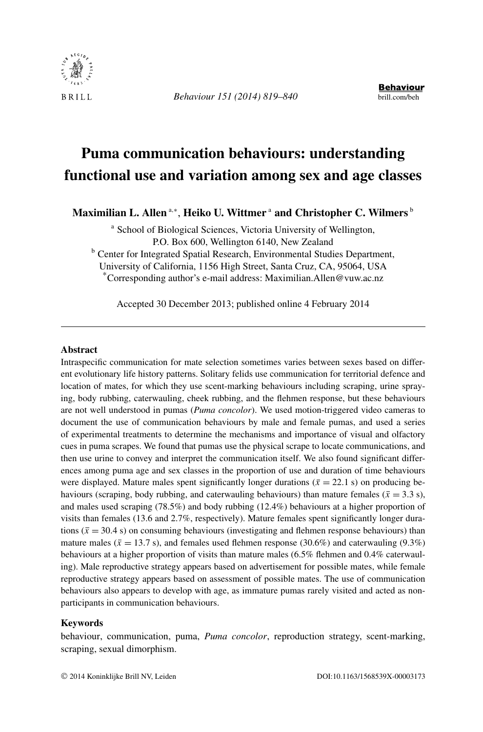# Puma communication behaviours: understanding functional use and variation among sex and age classes

**Maximilian L. Allen** [a,*], **Heiko U. Wittmer** [a] **and Christopher C. Wilmers** [b]

[a] School of Biological Sciences, Victoria University of Wellington, P.O. Box 600, Wellington 6140, New Zealand

[b] Center for Integrated Spatial Research, Environmental Studies Department, University of California, 1156 High Street, Santa Cruz, CA, 95064, USA

[*]Corresponding author's e-mail address: Maximilian.Allen@vuw.ac.nz

Accepted 30 December 2013; published online 4 February 2014

---

## Abstract

Intraspecific communication for mate selection sometimes varies between sexes based on different evolutionary life history patterns. Solitary felids use communication for territorial defence and location of mates, for which they use scent-marking behaviours including scraping, urine spraying, body rubbing, caterwauling, cheek rubbing, and the flehmen response, but these behaviours are not well understood in pumas (*Puma concolor*). We used motion-triggered video cameras to document the use of communication behaviours by male and female pumas, and used a series of experimental treatments to determine the mechanisms and importance of visual and olfactory cues in puma scrapes. We found that pumas use the physical scrape to locate communications, and then use urine to convey and interpret the communication itself. We also found significant differences among puma age and sex classes in the proportion of use and duration of time behaviours were displayed. Mature males spent significantly longer durations ($\bar{x} = 22.1$ s) on producing behaviours (scraping, body rubbing, and caterwauling behaviours) than mature females ($\bar{x} = 3.3$ s), and males used scraping (78.5%) and body rubbing (12.4%) behaviours at a higher proportion of visits than females (13.6 and 2.7%, respectively). Mature females spent significantly longer durations ($\bar{x} = 30.4$ s) on consuming behaviours (investigating and flehmen response behaviours) than mature males ($\bar{x} = 13.7$ s), and females used flehmen response (30.6%) and caterwauling (9.3%) behaviours at a higher proportion of visits than mature males (6.5% flehmen and 0.4% caterwauling). Male reproductive strategy appears based on advertisement for possible mates, while female reproductive strategy appears based on assessment of possible mates. The use of communication behaviours also appears to develop with age, as immature pumas rarely visited and acted as non-participants in communication behaviours.

## Keywords

behaviour, communication, puma, *Puma concolor*, reproduction strategy, scent-marking, scraping, sexual dimorphism.

© 2014 Koninklijke Brill NV, Leiden DOI:10.1163/1568539X-00003173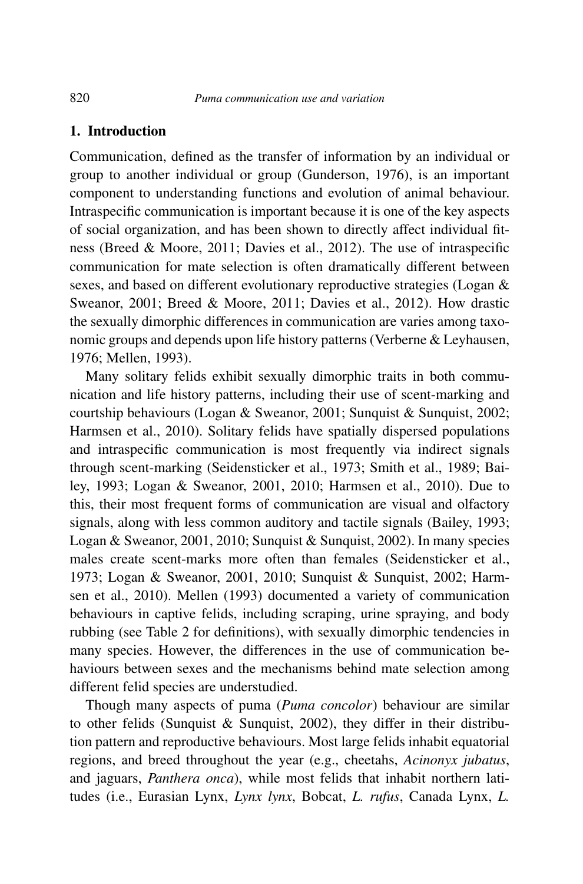## 1. Introduction

Communication, defined as the transfer of information by an individual or group to another individual or group (Gunderson, 1976), is an important component to understanding functions and evolution of animal behaviour. Intraspecific communication is important because it is one of the key aspects of social organization, and has been shown to directly affect individual fitness (Breed & Moore, 2011; Davies et al., 2012). The use of intraspecific communication for mate selection is often dramatically different between sexes, and based on different evolutionary reproductive strategies (Logan & Sweanor, 2001; Breed & Moore, 2011; Davies et al., 2012). How drastic the sexually dimorphic differences in communication are varies among taxonomic groups and depends upon life history patterns (Verberne & Leyhausen, 1976; Mellen, 1993).

Many solitary felids exhibit sexually dimorphic traits in both communication and life history patterns, including their use of scent-marking and courtship behaviours (Logan & Sweanor, 2001; Sunquist & Sunquist, 2002; Harmsen et al., 2010). Solitary felids have spatially dispersed populations and intraspecific communication is most frequently via indirect signals through scent-marking (Seidensticker et al., 1973; Smith et al., 1989; Bailey, 1993; Logan & Sweanor, 2001, 2010; Harmsen et al., 2010). Due to this, their most frequent forms of communication are visual and olfactory signals, along with less common auditory and tactile signals (Bailey, 1993; Logan & Sweanor, 2001, 2010; Sunquist & Sunquist, 2002). In many species males create scent-marks more often than females (Seidensticker et al., 1973; Logan & Sweanor, 2001, 2010; Sunquist & Sunquist, 2002; Harmsen et al., 2010). Mellen (1993) documented a variety of communication behaviours in captive felids, including scraping, urine spraying, and body rubbing (see Table 2 for definitions), with sexually dimorphic tendencies in many species. However, the differences in the use of communication behaviours between sexes and the mechanisms behind mate selection among different felid species are understudied.

Though many aspects of puma (*Puma concolor*) behaviour are similar to other felids (Sunquist & Sunquist, 2002), they differ in their distribution pattern and reproductive behaviours. Most large felids inhabit equatorial regions, and breed throughout the year (e.g., cheetahs, *Acinonyx jubatus*, and jaguars, *Panthera onca*), while most felids that inhabit northern latitudes (i.e., Eurasian Lynx, *Lynx lynx*, Bobcat, *L. rufus*, Canada Lynx, *L.*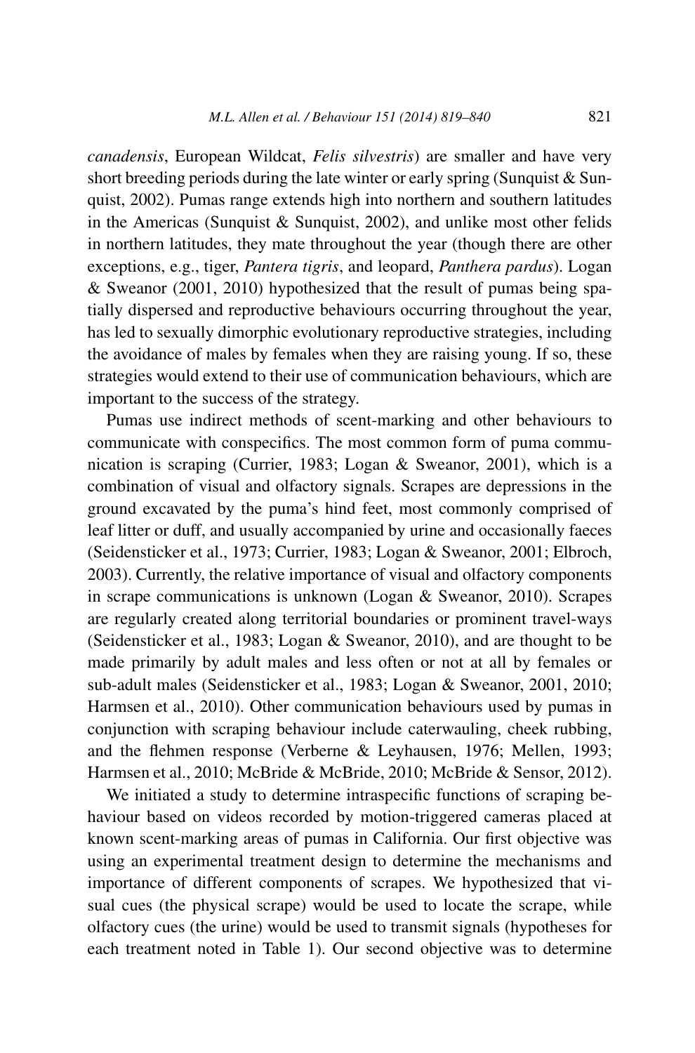*canadensis*, European Wildcat, *Felis silvestris*) are smaller and have very short breeding periods during the late winter or early spring (Sunquist & Sunquist, 2002). Pumas range extends high into northern and southern latitudes in the Americas (Sunquist & Sunquist, 2002), and unlike most other felids in northern latitudes, they mate throughout the year (though there are other exceptions, e.g., tiger, *Pantera tigris*, and leopard, *Panthera pardus*). Logan & Sweanor (2001, 2010) hypothesized that the result of pumas being spatially dispersed and reproductive behaviours occurring throughout the year, has led to sexually dimorphic evolutionary reproductive strategies, including the avoidance of males by females when they are raising young. If so, these strategies would extend to their use of communication behaviours, which are important to the success of the strategy.

Pumas use indirect methods of scent-marking and other behaviours to communicate with conspecifics. The most common form of puma communication is scraping (Currier, 1983; Logan & Sweanor, 2001), which is a combination of visual and olfactory signals. Scrapes are depressions in the ground excavated by the puma's hind feet, most commonly comprised of leaf litter or duff, and usually accompanied by urine and occasionally faeces (Seidensticker et al., 1973; Currier, 1983; Logan & Sweanor, 2001; Elbroch, 2003). Currently, the relative importance of visual and olfactory components in scrape communications is unknown (Logan & Sweanor, 2010). Scrapes are regularly created along territorial boundaries or prominent travel-ways (Seidensticker et al., 1983; Logan & Sweanor, 2010), and are thought to be made primarily by adult males and less often or not at all by females or sub-adult males (Seidensticker et al., 1983; Logan & Sweanor, 2001, 2010; Harmsen et al., 2010). Other communication behaviours used by pumas in conjunction with scraping behaviour include caterwauling, cheek rubbing, and the flehmen response (Verberne & Leyhausen, 1976; Mellen, 1993; Harmsen et al., 2010; McBride & McBride, 2010; McBride & Sensor, 2012).

We initiated a study to determine intraspecific functions of scraping behaviour based on videos recorded by motion-triggered cameras placed at known scent-marking areas of pumas in California. Our first objective was using an experimental treatment design to determine the mechanisms and importance of different components of scrapes. We hypothesized that visual cues (the physical scrape) would be used to locate the scrape, while olfactory cues (the urine) would be used to transmit signals (hypotheses for each treatment noted in Table 1). Our second objective was to determine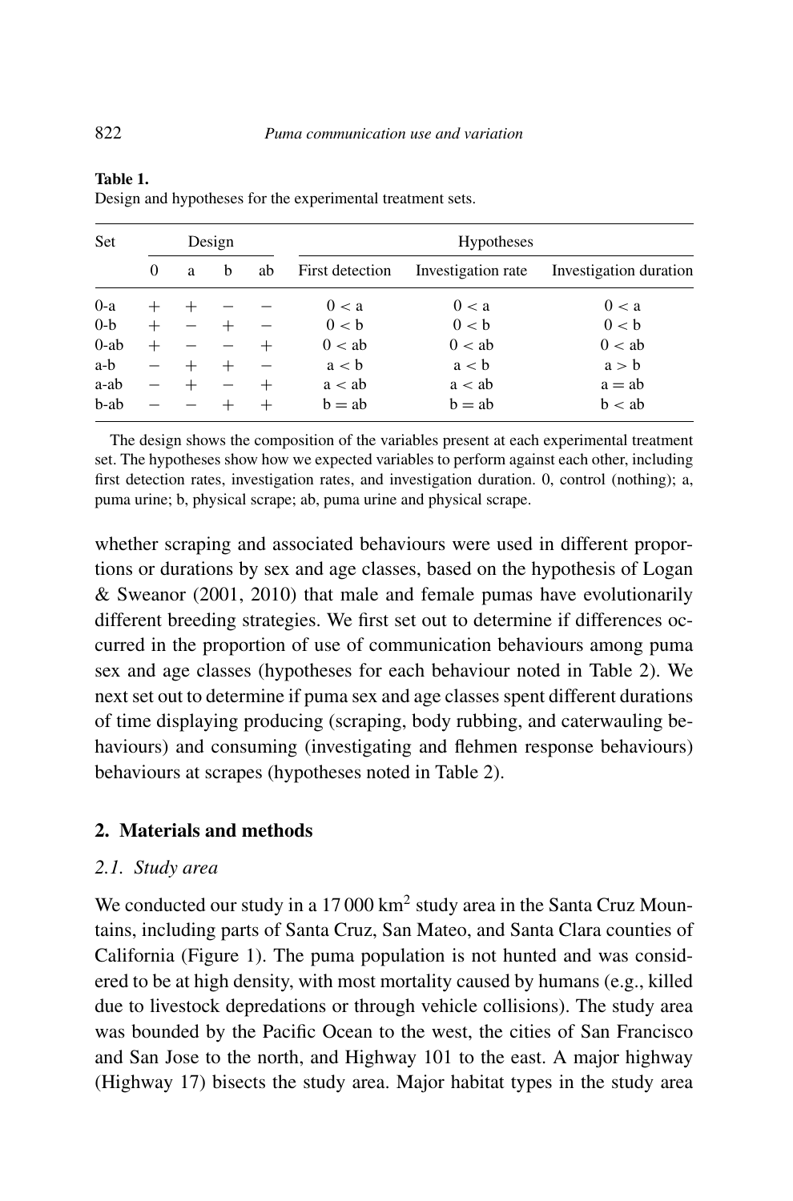**Table 1.**
Design and hypotheses for the experimental treatment sets.

| Set | Design | | | | Hypotheses | | |
|---|---|---|---|---|---|---|---|
| | 0 | a | b | ab | First detection | Investigation rate | Investigation duration |
| 0-a | + | + | − | − | 0 < a | 0 < a | 0 < a |
| 0-b | + | − | + | − | 0 < b | 0 < b | 0 < b |
| 0-ab | + | − | − | + | 0 < ab | 0 < ab | 0 < ab |
| a-b | − | + | + | − | a < b | a < b | a > b |
| a-ab | − | + | − | + | a < ab | a < ab | a = ab |
| b-ab | − | − | + | + | b = ab | b = ab | b < ab |

The design shows the composition of the variables present at each experimental treatment set. The hypotheses show how we expected variables to perform against each other, including first detection rates, investigation rates, and investigation duration. 0, control (nothing); a, puma urine; b, physical scrape; ab, puma urine and physical scrape.

whether scraping and associated behaviours were used in different proportions or durations by sex and age classes, based on the hypothesis of Logan & Sweanor (2001, 2010) that male and female pumas have evolutionarily different breeding strategies. We first set out to determine if differences occurred in the proportion of use of communication behaviours among puma sex and age classes (hypotheses for each behaviour noted in Table 2). We next set out to determine if puma sex and age classes spent different durations of time displaying producing (scraping, body rubbing, and caterwauling behaviours) and consuming (investigating and flehmen response behaviours) behaviours at scrapes (hypotheses noted in Table 2).

## 2. Materials and methods

### *2.1. Study area*

We conducted our study in a 17 000 km$^2$ study area in the Santa Cruz Mountains, including parts of Santa Cruz, San Mateo, and Santa Clara counties of California (Figure 1). The puma population is not hunted and was considered to be at high density, with most mortality caused by humans (e.g., killed due to livestock depredations or through vehicle collisions). The study area was bounded by the Pacific Ocean to the west, the cities of San Francisco and San Jose to the north, and Highway 101 to the east. A major highway (Highway 17) bisects the study area. Major habitat types in the study area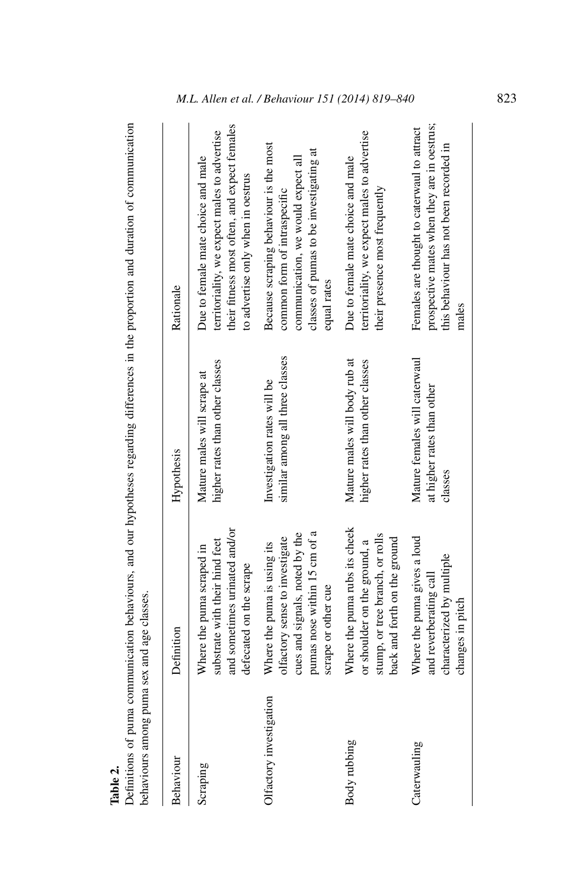**Table 2.**
Definitions of puma communication behaviours, and our hypotheses regarding differences in the proportion and duration of communication behaviours among puma sex and age classes.

| Behaviour | Definition | Hypothesis | Rationale |
|---|---|---|---|
| Scraping | Where the puma scraped in substrate with their hind feet and sometimes urinated and/or defecated on the scrape | Mature males will scrape at higher rates than other classes | Due to female mate choice and male territoriality, we expect males to advertise their fitness most often, and expect females to advertise only when in oestrus |
| Olfactory investigation | Where the puma is using its olfactory sense to investigate cues and signals, noted by the pumas nose within 15 cm of a scrape or other cue | Investigation rates will be similar among all three classes | Because scraping behaviour is the most common form of intraspecific communication, we would expect all classes of pumas to be investigating at equal rates |
| Body rubbing | Where the puma rubs its cheek or shoulder on the ground, a stump, or tree branch, or rolls back and forth on the ground | Mature males will body rub at higher rates than other classes | Due to female mate choice and male territoriality, we expect males to advertise their presence most frequently |
| Caterwauling | Where the puma gives a loud and reverberating call characterized by multiple changes in pitch | Mature females will caterwaul at higher rates than other classes | Females are thought to caterwaul to attract prospective mates when they are in oestrus; this behaviour has not been recorded in males |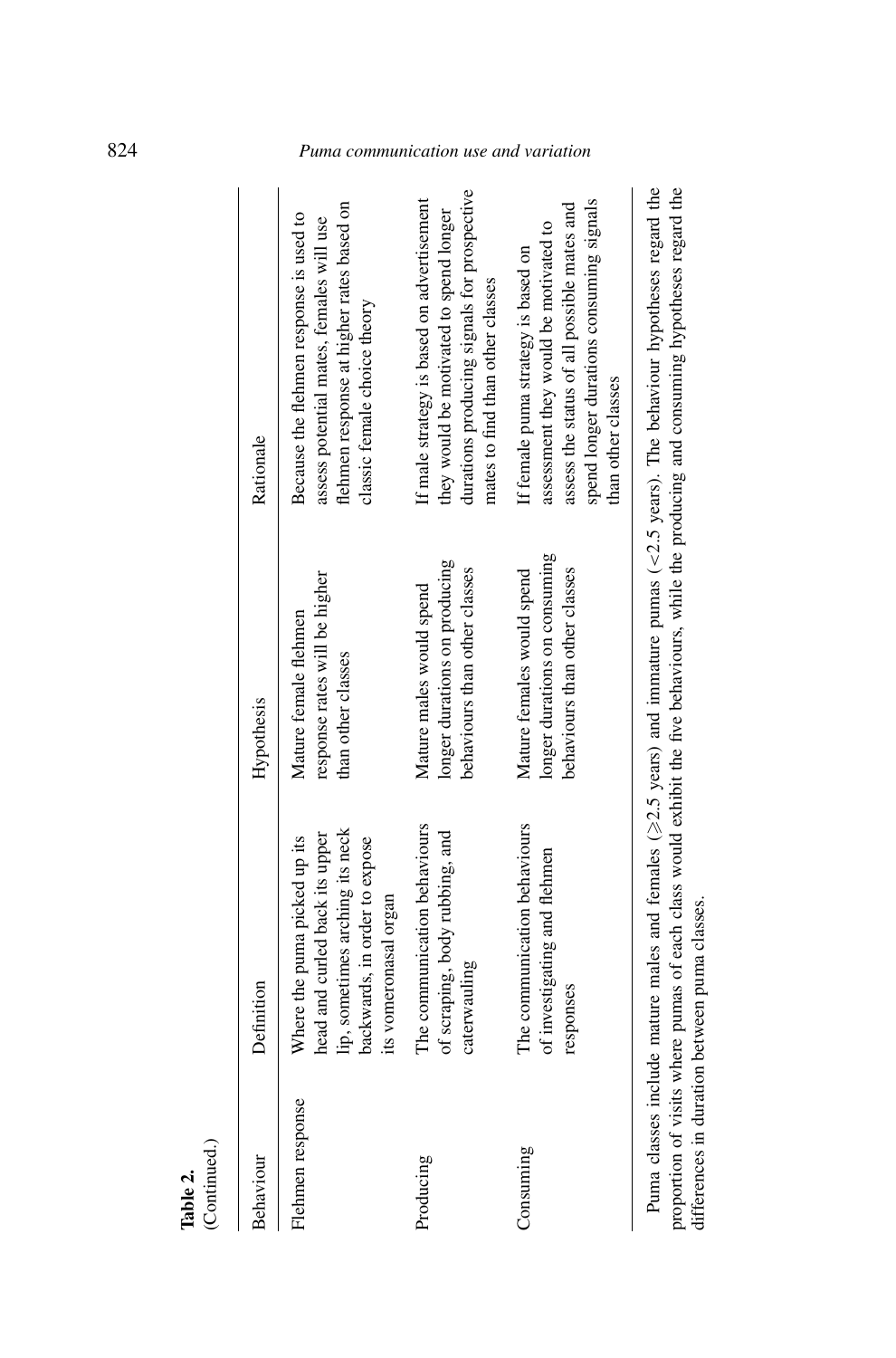**Table 2.**
(Continued.)

| Behaviour | Definition | Hypothesis | Rationale |
|---|---|---|---|
| Flehmen response | Where the puma picked up its head and curled back its upper lip, sometimes arching its neck backwards, in order to expose its vomeronasal organ | Mature female flehmen response rates will be higher than other classes | Because the flehmen response is used to assess potential mates, females will use flehmen response at higher rates based on classic female choice theory |
| Producing | The communication behaviours of scraping, body rubbing, and caterwauling | Mature males would spend longer durations on producing behaviours than other classes | If male strategy is based on advertisement they would be motivated to spend longer durations producing signals for prospective mates to find than other classes |
| Consuming | The communication behaviours of investigating and flehmen responses | Mature females would spend longer durations on consuming behaviours than other classes | If female puma strategy is based on assessment they would be motivated to assess the status of all possible mates and spend longer durations consuming signals than other classes |

Puma classes include mature males and females ($\geqslant$2.5 years) and immature pumas (<2.5 years). The behaviour hypotheses regard the proportion of visits where pumas of each class would exhibit the five behaviours, while the producing and consuming hypotheses regard the differences in duration between puma classes.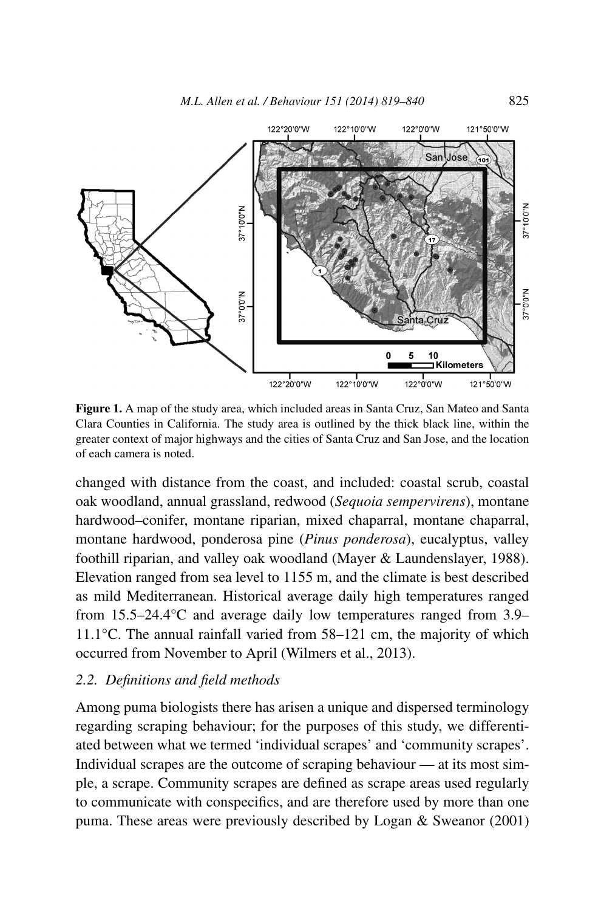**Figure 1.** A map of the study area, which included areas in Santa Cruz, San Mateo and Santa Clara Counties in California. The study area is outlined by the thick black line, within the greater context of major highways and the cities of Santa Cruz and San Jose, and the location of each camera is noted.

changed with distance from the coast, and included: coastal scrub, coastal oak woodland, annual grassland, redwood (*Sequoia sempervirens*), montane hardwood–conifer, montane riparian, mixed chaparral, montane chaparral, montane hardwood, ponderosa pine (*Pinus ponderosa*), eucalyptus, valley foothill riparian, and valley oak woodland (Mayer & Laundenslayer, 1988). Elevation ranged from sea level to 1155 m, and the climate is best described as mild Mediterranean. Historical average daily high temperatures ranged from 15.5–24.4°C and average daily low temperatures ranged from 3.9–11.1°C. The annual rainfall varied from 58–121 cm, the majority of which occurred from November to April (Wilmers et al., 2013).

### 2.2. *Definitions and field methods*

Among puma biologists there has arisen a unique and dispersed terminology regarding scraping behaviour; for the purposes of this study, we differentiated between what we termed 'individual scrapes' and 'community scrapes'. Individual scrapes are the outcome of scraping behaviour — at its most simple, a scrape. Community scrapes are defined as scrape areas used regularly to communicate with conspecifics, and are therefore used by more than one puma. These areas were previously described by Logan & Sweanor (2001)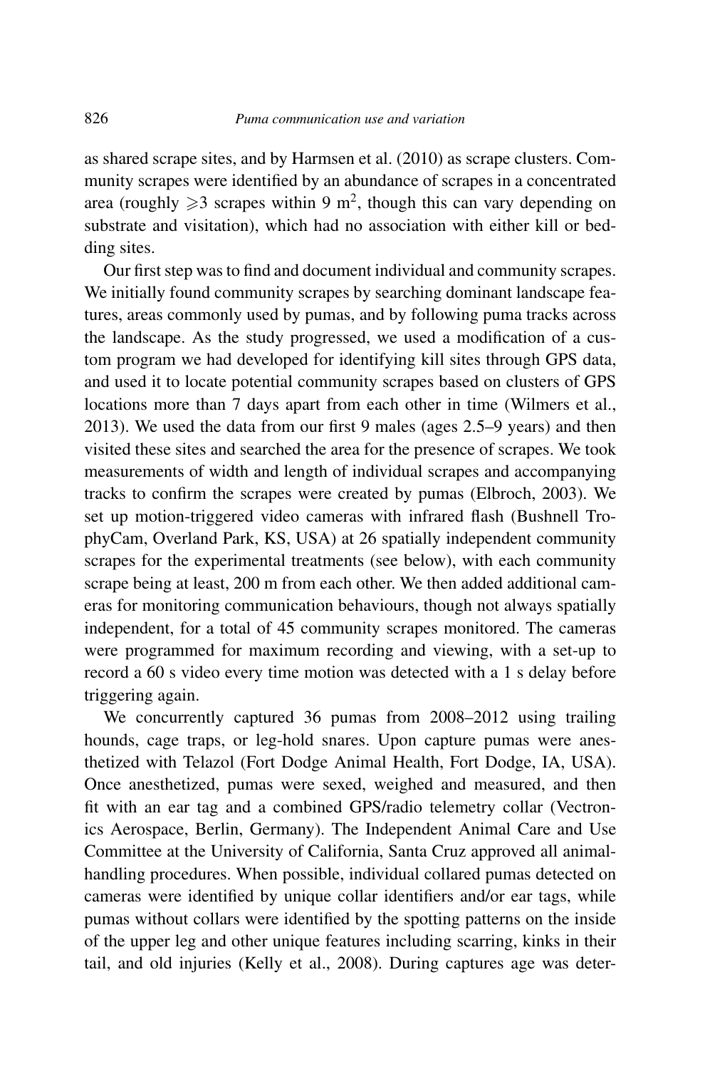as shared scrape sites, and by Harmsen et al. (2010) as scrape clusters. Community scrapes were identified by an abundance of scrapes in a concentrated area (roughly $\geqslant 3$ scrapes within 9 $m^2$, though this can vary depending on substrate and visitation), which had no association with either kill or bedding sites.

Our first step was to find and document individual and community scrapes. We initially found community scrapes by searching dominant landscape features, areas commonly used by pumas, and by following puma tracks across the landscape. As the study progressed, we used a modification of a custom program we had developed for identifying kill sites through GPS data, and used it to locate potential community scrapes based on clusters of GPS locations more than 7 days apart from each other in time (Wilmers et al., 2013). We used the data from our first 9 males (ages 2.5–9 years) and then visited these sites and searched the area for the presence of scrapes. We took measurements of width and length of individual scrapes and accompanying tracks to confirm the scrapes were created by pumas (Elbroch, 2003). We set up motion-triggered video cameras with infrared flash (Bushnell TrophyCam, Overland Park, KS, USA) at 26 spatially independent community scrapes for the experimental treatments (see below), with each community scrape being at least, 200 m from each other. We then added additional cameras for monitoring communication behaviours, though not always spatially independent, for a total of 45 community scrapes monitored. The cameras were programmed for maximum recording and viewing, with a set-up to record a 60 s video every time motion was detected with a 1 s delay before triggering again.

We concurrently captured 36 pumas from 2008–2012 using trailing hounds, cage traps, or leg-hold snares. Upon capture pumas were anesthetized with Telazol (Fort Dodge Animal Health, Fort Dodge, IA, USA). Once anesthetized, pumas were sexed, weighed and measured, and then fit with an ear tag and a combined GPS/radio telemetry collar (Vectronics Aerospace, Berlin, Germany). The Independent Animal Care and Use Committee at the University of California, Santa Cruz approved all animal-handling procedures. When possible, individual collared pumas detected on cameras were identified by unique collar identifiers and/or ear tags, while pumas without collars were identified by the spotting patterns on the inside of the upper leg and other unique features including scarring, kinks in their tail, and old injuries (Kelly et al., 2008). During captures age was deter-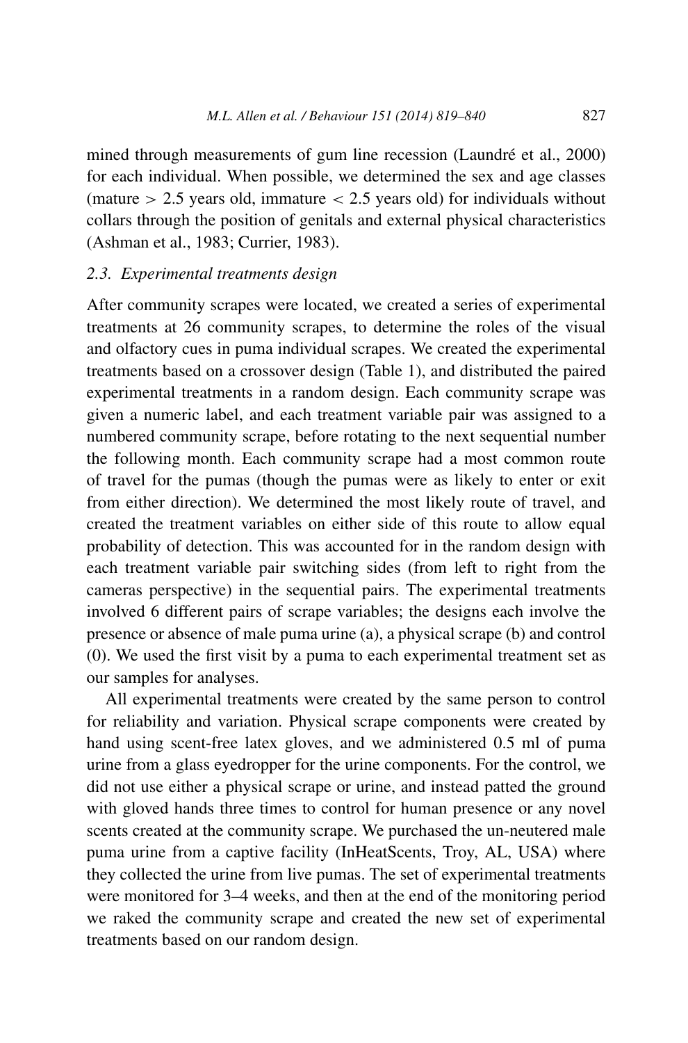mined through measurements of gum line recession (Laundré et al., 2000) for each individual. When possible, we determined the sex and age classes (mature $>$ 2.5 years old, immature $<$ 2.5 years old) for individuals without collars through the position of genitals and external physical characteristics (Ashman et al., 1983; Currier, 1983).

### *2.3. Experimental treatments design*

After community scrapes were located, we created a series of experimental treatments at 26 community scrapes, to determine the roles of the visual and olfactory cues in puma individual scrapes. We created the experimental treatments based on a crossover design (Table 1), and distributed the paired experimental treatments in a random design. Each community scrape was given a numeric label, and each treatment variable pair was assigned to a numbered community scrape, before rotating to the next sequential number the following month. Each community scrape had a most common route of travel for the pumas (though the pumas were as likely to enter or exit from either direction). We determined the most likely route of travel, and created the treatment variables on either side of this route to allow equal probability of detection. This was accounted for in the random design with each treatment variable pair switching sides (from left to right from the cameras perspective) in the sequential pairs. The experimental treatments involved 6 different pairs of scrape variables; the designs each involve the presence or absence of male puma urine (a), a physical scrape (b) and control (0). We used the first visit by a puma to each experimental treatment set as our samples for analyses.

All experimental treatments were created by the same person to control for reliability and variation. Physical scrape components were created by hand using scent-free latex gloves, and we administered 0.5 ml of puma urine from a glass eyedropper for the urine components. For the control, we did not use either a physical scrape or urine, and instead patted the ground with gloved hands three times to control for human presence or any novel scents created at the community scrape. We purchased the un-neutered male puma urine from a captive facility (InHeatScents, Troy, AL, USA) where they collected the urine from live pumas. The set of experimental treatments were monitored for 3–4 weeks, and then at the end of the monitoring period we raked the community scrape and created the new set of experimental treatments based on our random design.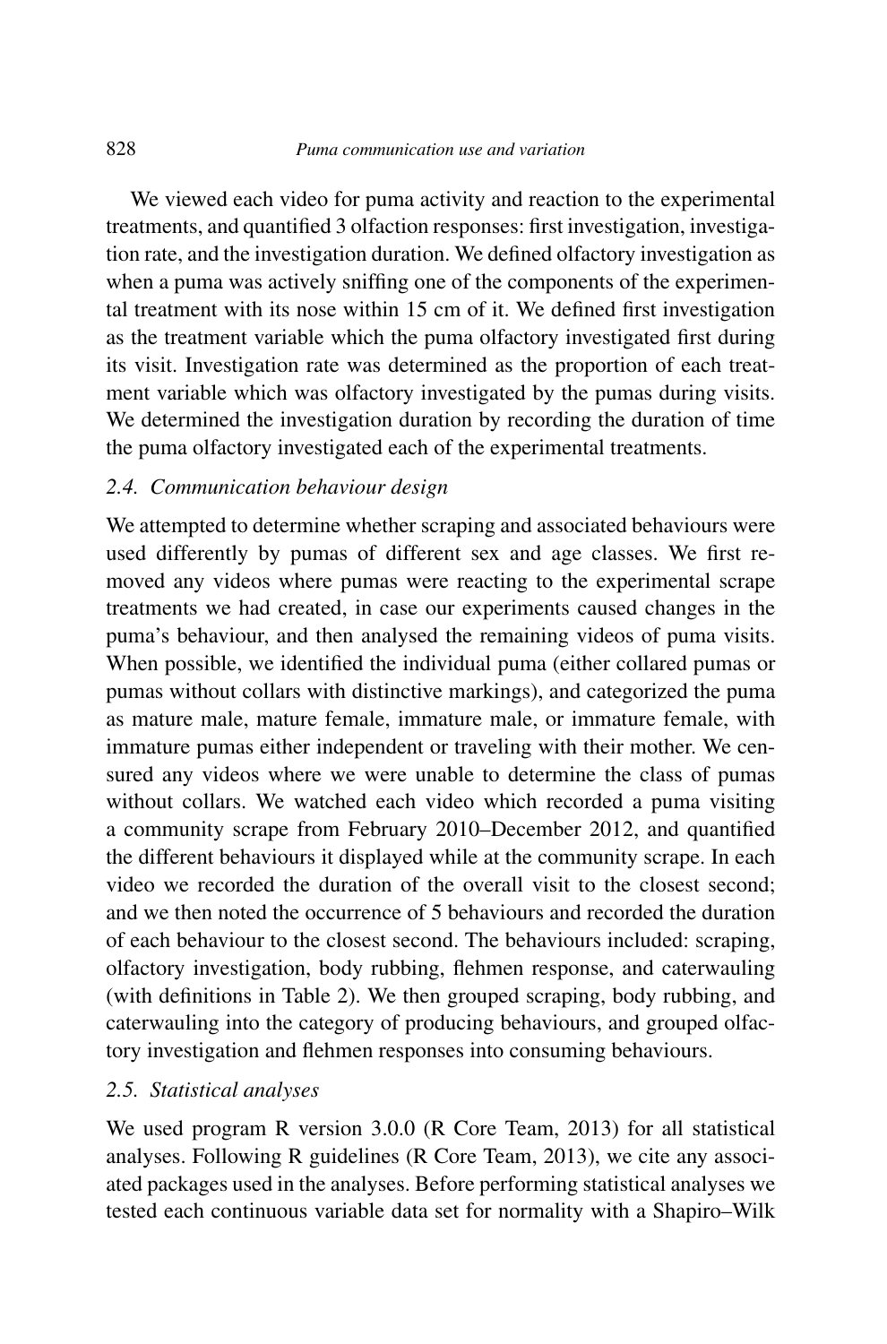We viewed each video for puma activity and reaction to the experimental treatments, and quantified 3 olfaction responses: first investigation, investigation rate, and the investigation duration. We defined olfactory investigation as when a puma was actively sniffing one of the components of the experimental treatment with its nose within 15 cm of it. We defined first investigation as the treatment variable which the puma olfactory investigated first during its visit. Investigation rate was determined as the proportion of each treatment variable which was olfactory investigated by the pumas during visits. We determined the investigation duration by recording the duration of time the puma olfactory investigated each of the experimental treatments.

### *2.4. Communication behaviour design*

We attempted to determine whether scraping and associated behaviours were used differently by pumas of different sex and age classes. We first removed any videos where pumas were reacting to the experimental scrape treatments we had created, in case our experiments caused changes in the puma's behaviour, and then analysed the remaining videos of puma visits. When possible, we identified the individual puma (either collared pumas or pumas without collars with distinctive markings), and categorized the puma as mature male, mature female, immature male, or immature female, with immature pumas either independent or traveling with their mother. We censured any videos where we were unable to determine the class of pumas without collars. We watched each video which recorded a puma visiting a community scrape from February 2010–December 2012, and quantified the different behaviours it displayed while at the community scrape. In each video we recorded the duration of the overall visit to the closest second; and we then noted the occurrence of 5 behaviours and recorded the duration of each behaviour to the closest second. The behaviours included: scraping, olfactory investigation, body rubbing, flehmen response, and caterwauling (with definitions in Table 2). We then grouped scraping, body rubbing, and caterwauling into the category of producing behaviours, and grouped olfactory investigation and flehmen responses into consuming behaviours.

### *2.5. Statistical analyses*

We used program R version 3.0.0 (R Core Team, 2013) for all statistical analyses. Following R guidelines (R Core Team, 2013), we cite any associated packages used in the analyses. Before performing statistical analyses we tested each continuous variable data set for normality with a Shapiro–Wilk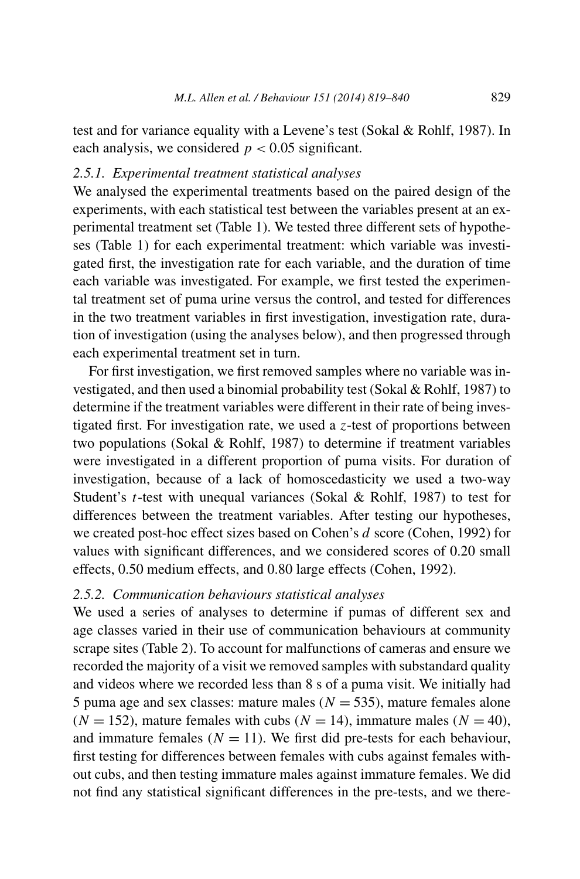test and for variance equality with a Levene's test (Sokal & Rohlf, 1987). In each analysis, we considered $p < 0.05$ significant.

### 2.5.1. *Experimental treatment statistical analyses*

We analysed the experimental treatments based on the paired design of the experiments, with each statistical test between the variables present at an experimental treatment set (Table 1). We tested three different sets of hypotheses (Table 1) for each experimental treatment: which variable was investigated first, the investigation rate for each variable, and the duration of time each variable was investigated. For example, we first tested the experimental treatment set of puma urine versus the control, and tested for differences in the two treatment variables in first investigation, investigation rate, duration of investigation (using the analyses below), and then progressed through each experimental treatment set in turn.

For first investigation, we first removed samples where no variable was investigated, and then used a binomial probability test (Sokal & Rohlf, 1987) to determine if the treatment variables were different in their rate of being investigated first. For investigation rate, we used a $z$-test of proportions between two populations (Sokal & Rohlf, 1987) to determine if treatment variables were investigated in a different proportion of puma visits. For duration of investigation, because of a lack of homoscedasticity we used a two-way Student's $t$-test with unequal variances (Sokal & Rohlf, 1987) to test for differences between the treatment variables. After testing our hypotheses, we created post-hoc effect sizes based on Cohen's $d$ score (Cohen, 1992) for values with significant differences, and we considered scores of 0.20 small effects, 0.50 medium effects, and 0.80 large effects (Cohen, 1992).

### 2.5.2. *Communication behaviours statistical analyses*

We used a series of analyses to determine if pumas of different sex and age classes varied in their use of communication behaviours at community scrape sites (Table 2). To account for malfunctions of cameras and ensure we recorded the majority of a visit we removed samples with substandard quality and videos where we recorded less than 8 s of a puma visit. We initially had 5 puma age and sex classes: mature males ($N = 535$), mature females alone ($N = 152$), mature females with cubs ($N = 14$), immature males ($N = 40$), and immature females ($N = 11$). We first did pre-tests for each behaviour, first testing for differences between females with cubs against females without cubs, and then testing immature males against immature females. We did not find any statistical significant differences in the pre-tests, and we there-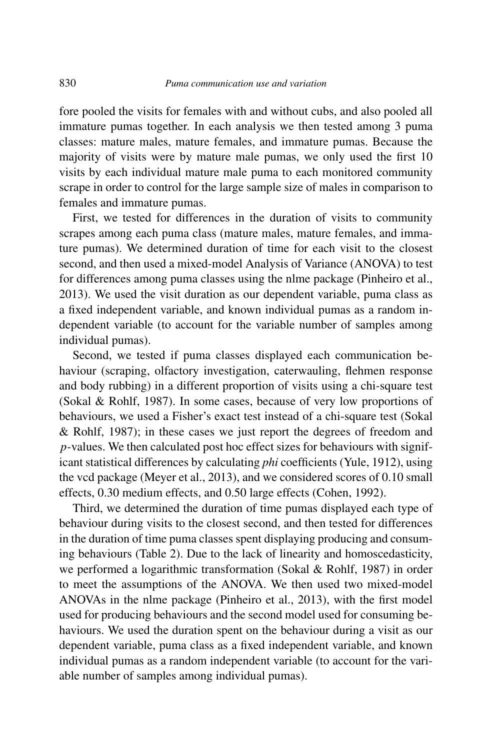fore pooled the visits for females with and without cubs, and also pooled all immature pumas together. In each analysis we then tested among 3 puma classes: mature males, mature females, and immature pumas. Because the majority of visits were by mature male pumas, we only used the first 10 visits by each individual mature male puma to each monitored community scrape in order to control for the large sample size of males in comparison to females and immature pumas.

First, we tested for differences in the duration of visits to community scrapes among each puma class (mature males, mature females, and immature pumas). We determined duration of time for each visit to the closest second, and then used a mixed-model Analysis of Variance (ANOVA) to test for differences among puma classes using the nlme package (Pinheiro et al., 2013). We used the visit duration as our dependent variable, puma class as a fixed independent variable, and known individual pumas as a random independent variable (to account for the variable number of samples among individual pumas).

Second, we tested if puma classes displayed each communication behaviour (scraping, olfactory investigation, caterwauling, flehmen response and body rubbing) in a different proportion of visits using a chi-square test (Sokal & Rohlf, 1987). In some cases, because of very low proportions of behaviours, we used a Fisher's exact test instead of a chi-square test (Sokal & Rohlf, 1987); in these cases we just report the degrees of freedom and $p$-values. We then calculated post hoc effect sizes for behaviours with significant statistical differences by calculating *phi* coefficients (Yule, 1912), using the vcd package (Meyer et al., 2013), and we considered scores of 0.10 small effects, 0.30 medium effects, and 0.50 large effects (Cohen, 1992).

Third, we determined the duration of time pumas displayed each type of behaviour during visits to the closest second, and then tested for differences in the duration of time puma classes spent displaying producing and consuming behaviours (Table 2). Due to the lack of linearity and homoscedasticity, we performed a logarithmic transformation (Sokal & Rohlf, 1987) in order to meet the assumptions of the ANOVA. We then used two mixed-model ANOVAs in the nlme package (Pinheiro et al., 2013), with the first model used for producing behaviours and the second model used for consuming behaviours. We used the duration spent on the behaviour during a visit as our dependent variable, puma class as a fixed independent variable, and known individual pumas as a random independent variable (to account for the variable number of samples among individual pumas).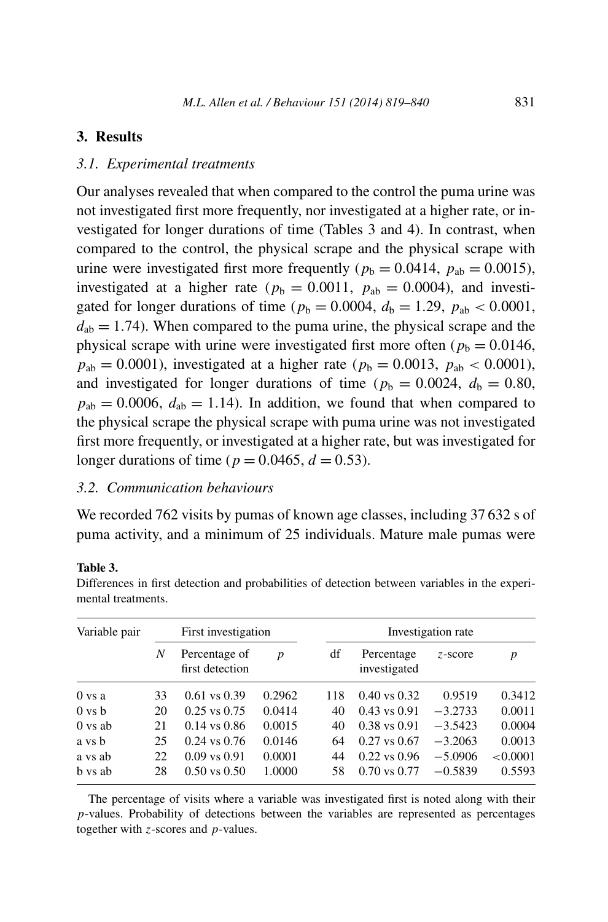## 3. Results

### 3.1. Experimental treatments

Our analyses revealed that when compared to the control the puma urine was not investigated first more frequently, nor investigated at a higher rate, or investigated for longer durations of time (Tables 3 and 4). In contrast, when compared to the control, the physical scrape and the physical scrape with urine were investigated first more frequently ($p_b = 0.0414$, $p_{ab} = 0.0015$), investigated at a higher rate ($p_b = 0.0011$, $p_{ab} = 0.0004$), and investigated for longer durations of time ($p_b = 0.0004$, $d_b = 1.29$, $p_{ab} < 0.0001$, $d_{ab} = 1.74$). When compared to the puma urine, the physical scrape and the physical scrape with urine were investigated first more often ($p_b = 0.0146$, $p_{ab} = 0.0001$), investigated at a higher rate ($p_b = 0.0013$, $p_{ab} < 0.0001$), and investigated for longer durations of time ($p_b = 0.0024$, $d_b = 0.80$, $p_{ab} = 0.0006$, $d_{ab} = 1.14$). In addition, we found that when compared to the physical scrape the physical scrape with puma urine was not investigated first more frequently, or investigated at a higher rate, but was investigated for longer durations of time ($p = 0.0465$, $d = 0.53$).

### 3.2. Communication behaviours

We recorded 762 visits by pumas of known age classes, including 37 632 s of puma activity, and a minimum of 25 individuals. Mature male pumas were

**Table 3.**
Differences in first detection and probabilities of detection between variables in the experimental treatments.

| Variable pair | First investigation | | | Investigation rate | | | |
|---|---|---|---|---|---|---|---|
| | $N$ | Percentage of first detection | $p$ | df | Percentage investigated | $z$-score | $p$ |
| 0 vs a | 33 | 0.61 vs 0.39 | 0.2962 | 118 | 0.40 vs 0.32 | 0.9519 | 0.3412 |
| 0 vs b | 20 | 0.25 vs 0.75 | 0.0414 | 40 | 0.43 vs 0.91 | −3.2733 | 0.0011 |
| 0 vs ab | 21 | 0.14 vs 0.86 | 0.0015 | 40 | 0.38 vs 0.91 | −3.5423 | 0.0004 |
| a vs b | 25 | 0.24 vs 0.76 | 0.0146 | 64 | 0.27 vs 0.67 | −3.2063 | 0.0013 |
| a vs ab | 22 | 0.09 vs 0.91 | 0.0001 | 44 | 0.22 vs 0.96 | −5.0906 | <0.0001 |
| b vs ab | 28 | 0.50 vs 0.50 | 1.0000 | 58 | 0.70 vs 0.77 | −0.5839 | 0.5593 |

The percentage of visits where a variable was investigated first is noted along with their $p$-values. Probability of detections between the variables are represented as percentages together with $z$-scores and $p$-values.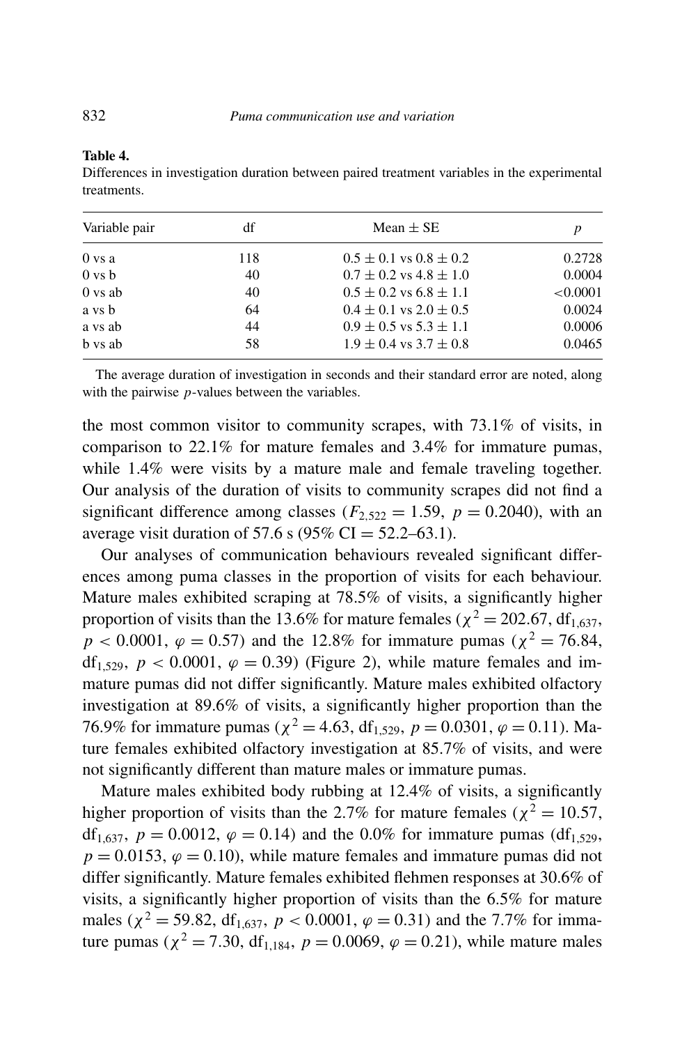**Table 4.**
Differences in investigation duration between paired treatment variables in the experimental treatments.

| Variable pair | df | Mean ± SE | $p$ |
|---|---|---|---|
| 0 vs a | 118 | $0.5 \pm 0.1$ vs $0.8 \pm 0.2$ | 0.2728 |
| 0 vs b | 40 | $0.7 \pm 0.2$ vs $4.8 \pm 1.0$ | 0.0004 |
| 0 vs ab | 40 | $0.5 \pm 0.2$ vs $6.8 \pm 1.1$ | <0.0001 |
| a vs b | 64 | $0.4 \pm 0.1$ vs $2.0 \pm 0.5$ | 0.0024 |
| a vs ab | 44 | $0.9 \pm 0.5$ vs $5.3 \pm 1.1$ | 0.0006 |
| b vs ab | 58 | $1.9 \pm 0.4$ vs $3.7 \pm 0.8$ | 0.0465 |

The average duration of investigation in seconds and their standard error are noted, along with the pairwise $p$-values between the variables.

the most common visitor to community scrapes, with 73.1% of visits, in comparison to 22.1% for mature females and 3.4% for immature pumas, while 1.4% were visits by a mature male and female traveling together. Our analysis of the duration of visits to community scrapes did not find a significant difference among classes ($F_{2,522} = 1.59$, $p = 0.2040$), with an average visit duration of 57.6 s (95% CI = 52.2–63.1).

Our analyses of communication behaviours revealed significant differences among puma classes in the proportion of visits for each behaviour. Mature males exhibited scraping at 78.5% of visits, a significantly higher proportion of visits than the 13.6% for mature females ($\chi^2 = 202.67$, $\text{df}_{1,637}$, $p < 0.0001$, $\varphi = 0.57$) and the 12.8% for immature pumas ($\chi^2 = 76.84$, $\text{df}_{1,529}$, $p < 0.0001$, $\varphi = 0.39$) (Figure 2), while mature females and immature pumas did not differ significantly. Mature males exhibited olfactory investigation at 89.6% of visits, a significantly higher proportion than the 76.9% for immature pumas ($\chi^2 = 4.63$, $\text{df}_{1,529}$, $p = 0.0301$, $\varphi = 0.11$). Mature females exhibited olfactory investigation at 85.7% of visits, and were not significantly different than mature males or immature pumas.

Mature males exhibited body rubbing at 12.4% of visits, a significantly higher proportion of visits than the 2.7% for mature females ($\chi^2 = 10.57$, $\text{df}_{1,637}$, $p = 0.0012$, $\varphi = 0.14$) and the 0.0% for immature pumas ($\text{df}_{1,529}$, $p = 0.0153$, $\varphi = 0.10$), while mature females and immature pumas did not differ significantly. Mature females exhibited flehmen responses at 30.6% of visits, a significantly higher proportion of visits than the 6.5% for mature males ($\chi^2 = 59.82$, $\text{df}_{1,637}$, $p < 0.0001$, $\varphi = 0.31$) and the 7.7% for immature pumas ($\chi^2 = 7.30$, $\text{df}_{1,184}$, $p = 0.0069$, $\varphi = 0.21$), while mature males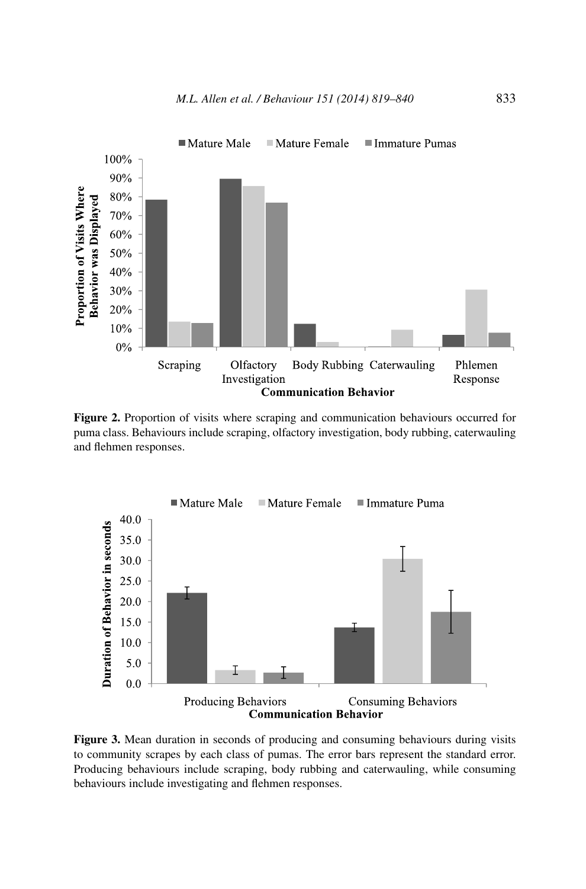**Figure 2.** Proportion of visits where scraping and communication behaviours occurred for puma class. Behaviours include scraping, olfactory investigation, body rubbing, caterwauling and flehmen responses.

**Figure 3.** Mean duration in seconds of producing and consuming behaviours during visits to community scrapes by each class of pumas. The error bars represent the standard error. Producing behaviours include scraping, body rubbing and caterwauling, while consuming behaviours include investigating and flehmen responses.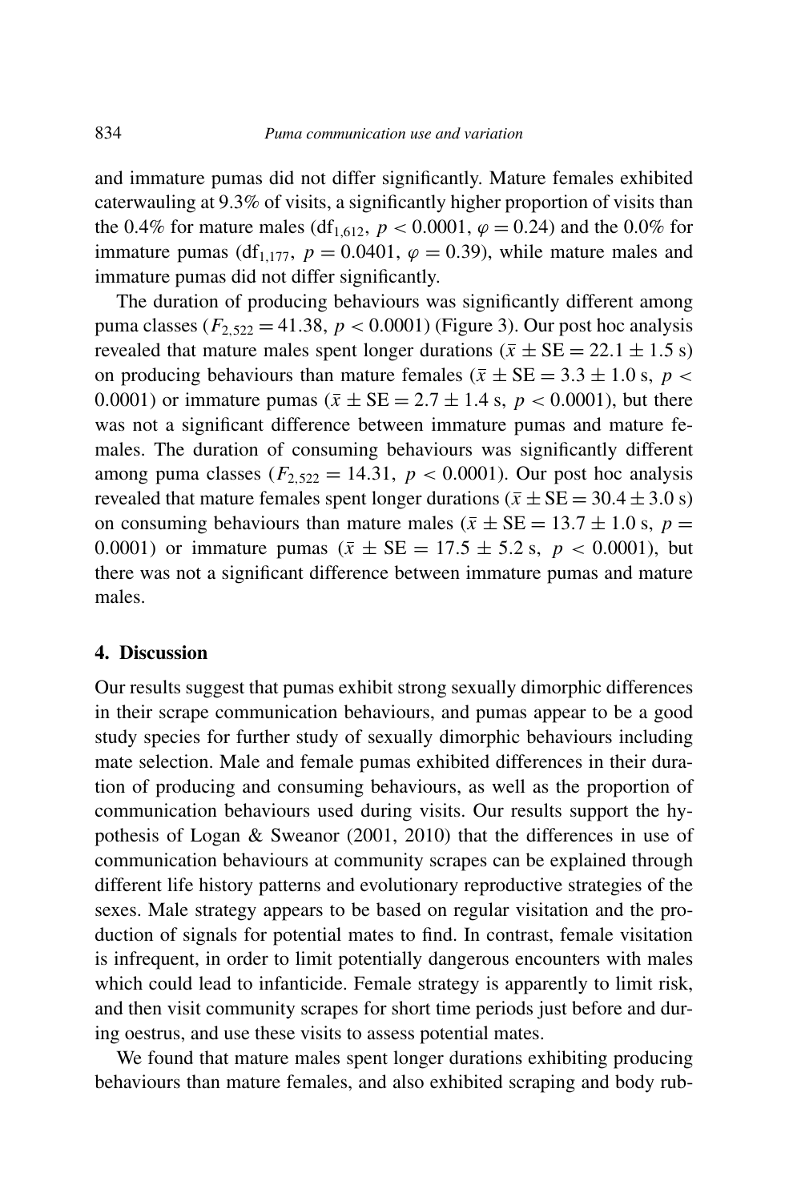and immature pumas did not differ significantly. Mature females exhibited caterwauling at 9.3% of visits, a significantly higher proportion of visits than the 0.4% for mature males ($df_{1,612}$, $p < 0.0001$, $\varphi = 0.24$) and the 0.0% for immature pumas ($df_{1,177}$, $p = 0.0401$, $\varphi = 0.39$), while mature males and immature pumas did not differ significantly.

The duration of producing behaviours was significantly different among puma classes ($F_{2,522} = 41.38$, $p < 0.0001$) (Figure 3). Our post hoc analysis revealed that mature males spent longer durations ($\bar{x} \pm \text{SE} = 22.1 \pm 1.5$ s) on producing behaviours than mature females ($\bar{x} \pm \text{SE} = 3.3 \pm 1.0$ s, $p < 0.0001$) or immature pumas ($\bar{x} \pm \text{SE} = 2.7 \pm 1.4$ s, $p < 0.0001$), but there was not a significant difference between immature pumas and mature females. The duration of consuming behaviours was significantly different among puma classes ($F_{2,522} = 14.31$, $p < 0.0001$). Our post hoc analysis revealed that mature females spent longer durations ($\bar{x} \pm \text{SE} = 30.4 \pm 3.0$ s) on consuming behaviours than mature males ($\bar{x} \pm \text{SE} = 13.7 \pm 1.0$ s, $p = 0.0001$) or immature pumas ($\bar{x} \pm \text{SE} = 17.5 \pm 5.2$ s, $p < 0.0001$), but there was not a significant difference between immature pumas and mature males.

## 4. Discussion

Our results suggest that pumas exhibit strong sexually dimorphic differences in their scrape communication behaviours, and pumas appear to be a good study species for further study of sexually dimorphic behaviours including mate selection. Male and female pumas exhibited differences in their duration of producing and consuming behaviours, as well as the proportion of communication behaviours used during visits. Our results support the hypothesis of Logan & Sweanor (2001, 2010) that the differences in use of communication behaviours at community scrapes can be explained through different life history patterns and evolutionary reproductive strategies of the sexes. Male strategy appears to be based on regular visitation and the production of signals for potential mates to find. In contrast, female visitation is infrequent, in order to limit potentially dangerous encounters with males which could lead to infanticide. Female strategy is apparently to limit risk, and then visit community scrapes for short time periods just before and during oestrus, and use these visits to assess potential mates.

We found that mature males spent longer durations exhibiting producing behaviours than mature females, and also exhibited scraping and body rub-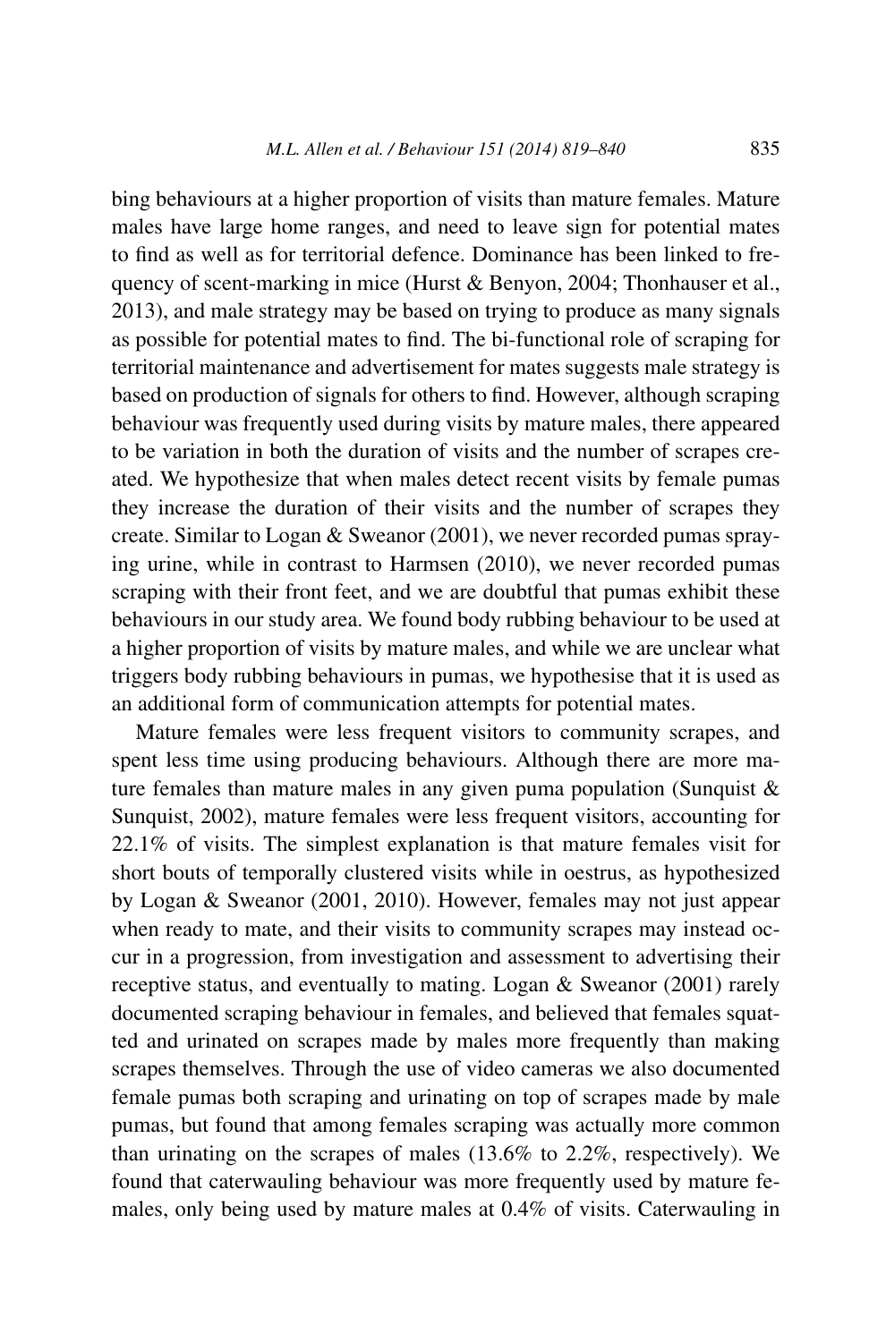bing behaviours at a higher proportion of visits than mature females. Mature males have large home ranges, and need to leave sign for potential mates to find as well as for territorial defence. Dominance has been linked to frequency of scent-marking in mice (Hurst & Benyon, 2004; Thonhauser et al., 2013), and male strategy may be based on trying to produce as many signals as possible for potential mates to find. The bi-functional role of scraping for territorial maintenance and advertisement for mates suggests male strategy is based on production of signals for others to find. However, although scraping behaviour was frequently used during visits by mature males, there appeared to be variation in both the duration of visits and the number of scrapes created. We hypothesize that when males detect recent visits by female pumas they increase the duration of their visits and the number of scrapes they create. Similar to Logan & Sweanor (2001), we never recorded pumas spraying urine, while in contrast to Harmsen (2010), we never recorded pumas scraping with their front feet, and we are doubtful that pumas exhibit these behaviours in our study area. We found body rubbing behaviour to be used at a higher proportion of visits by mature males, and while we are unclear what triggers body rubbing behaviours in pumas, we hypothesise that it is used as an additional form of communication attempts for potential mates.

Mature females were less frequent visitors to community scrapes, and spent less time using producing behaviours. Although there are more mature females than mature males in any given puma population (Sunquist & Sunquist, 2002), mature females were less frequent visitors, accounting for 22.1% of visits. The simplest explanation is that mature females visit for short bouts of temporally clustered visits while in oestrus, as hypothesized by Logan & Sweanor (2001, 2010). However, females may not just appear when ready to mate, and their visits to community scrapes may instead occur in a progression, from investigation and assessment to advertising their receptive status, and eventually to mating. Logan & Sweanor (2001) rarely documented scraping behaviour in females, and believed that females squatted and urinated on scrapes made by males more frequently than making scrapes themselves. Through the use of video cameras we also documented female pumas both scraping and urinating on top of scrapes made by male pumas, but found that among females scraping was actually more common than urinating on the scrapes of males (13.6% to 2.2%, respectively). We found that caterwauling behaviour was more frequently used by mature females, only being used by mature males at 0.4% of visits. Caterwauling in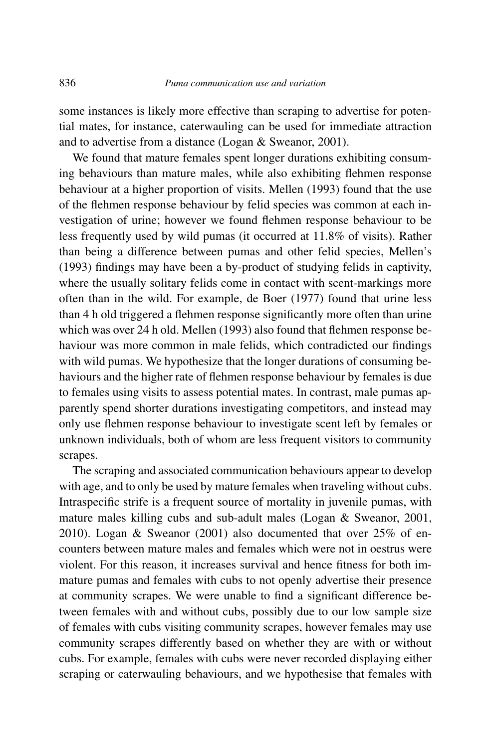some instances is likely more effective than scraping to advertise for potential mates, for instance, caterwauling can be used for immediate attraction and to advertise from a distance (Logan & Sweanor, 2001).

We found that mature females spent longer durations exhibiting consuming behaviours than mature males, while also exhibiting flehmen response behaviour at a higher proportion of visits. Mellen (1993) found that the use of the flehmen response behaviour by felid species was common at each investigation of urine; however we found flehmen response behaviour to be less frequently used by wild pumas (it occurred at 11.8% of visits). Rather than being a difference between pumas and other felid species, Mellen's (1993) findings may have been a by-product of studying felids in captivity, where the usually solitary felids come in contact with scent-markings more often than in the wild. For example, de Boer (1977) found that urine less than 4 h old triggered a flehmen response significantly more often than urine which was over 24 h old. Mellen (1993) also found that flehmen response behaviour was more common in male felids, which contradicted our findings with wild pumas. We hypothesize that the longer durations of consuming behaviours and the higher rate of flehmen response behaviour by females is due to females using visits to assess potential mates. In contrast, male pumas apparently spend shorter durations investigating competitors, and instead may only use flehmen response behaviour to investigate scent left by females or unknown individuals, both of whom are less frequent visitors to community scrapes.

The scraping and associated communication behaviours appear to develop with age, and to only be used by mature females when traveling without cubs. Intraspecific strife is a frequent source of mortality in juvenile pumas, with mature males killing cubs and sub-adult males (Logan & Sweanor, 2001, 2010). Logan & Sweanor (2001) also documented that over 25% of encounters between mature males and females which were not in oestrus were violent. For this reason, it increases survival and hence fitness for both immature pumas and females with cubs to not openly advertise their presence at community scrapes. We were unable to find a significant difference between females with and without cubs, possibly due to our low sample size of females with cubs visiting community scrapes, however females may use community scrapes differently based on whether they are with or without cubs. For example, females with cubs were never recorded displaying either scraping or caterwauling behaviours, and we hypothesise that females with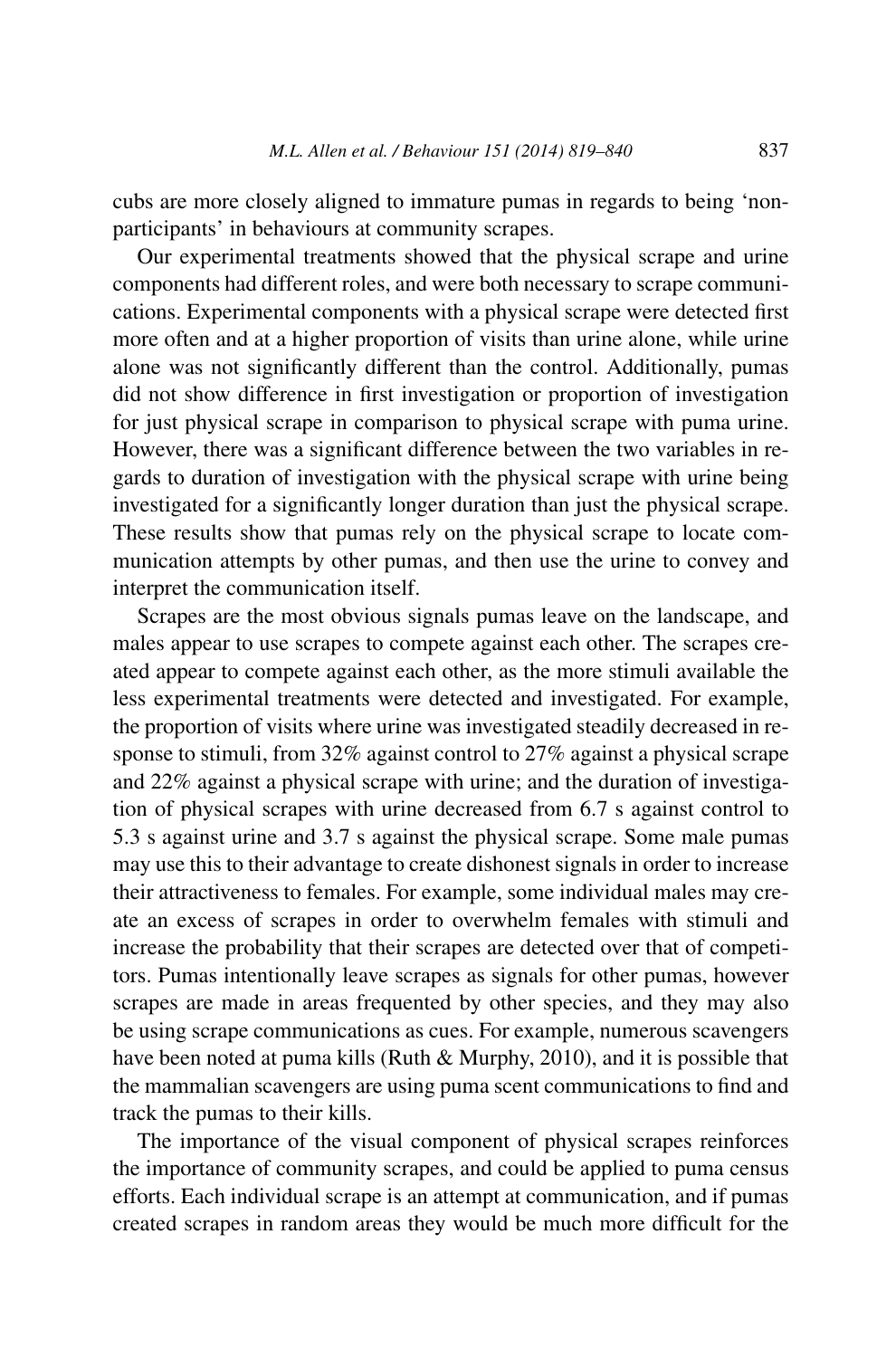cubs are more closely aligned to immature pumas in regards to being 'non-participants' in behaviours at community scrapes.

Our experimental treatments showed that the physical scrape and urine components had different roles, and were both necessary to scrape communications. Experimental components with a physical scrape were detected first more often and at a higher proportion of visits than urine alone, while urine alone was not significantly different than the control. Additionally, pumas did not show difference in first investigation or proportion of investigation for just physical scrape in comparison to physical scrape with puma urine. However, there was a significant difference between the two variables in regards to duration of investigation with the physical scrape with urine being investigated for a significantly longer duration than just the physical scrape. These results show that pumas rely on the physical scrape to locate communication attempts by other pumas, and then use the urine to convey and interpret the communication itself.

Scrapes are the most obvious signals pumas leave on the landscape, and males appear to use scrapes to compete against each other. The scrapes created appear to compete against each other, as the more stimuli available the less experimental treatments were detected and investigated. For example, the proportion of visits where urine was investigated steadily decreased in response to stimuli, from 32% against control to 27% against a physical scrape and 22% against a physical scrape with urine; and the duration of investigation of physical scrapes with urine decreased from 6.7 s against control to 5.3 s against urine and 3.7 s against the physical scrape. Some male pumas may use this to their advantage to create dishonest signals in order to increase their attractiveness to females. For example, some individual males may create an excess of scrapes in order to overwhelm females with stimuli and increase the probability that their scrapes are detected over that of competitors. Pumas intentionally leave scrapes as signals for other pumas, however scrapes are made in areas frequented by other species, and they may also be using scrape communications as cues. For example, numerous scavengers have been noted at puma kills (Ruth & Murphy, 2010), and it is possible that the mammalian scavengers are using puma scent communications to find and track the pumas to their kills.

The importance of the visual component of physical scrapes reinforces the importance of community scrapes, and could be applied to puma census efforts. Each individual scrape is an attempt at communication, and if pumas created scrapes in random areas they would be much more difficult for the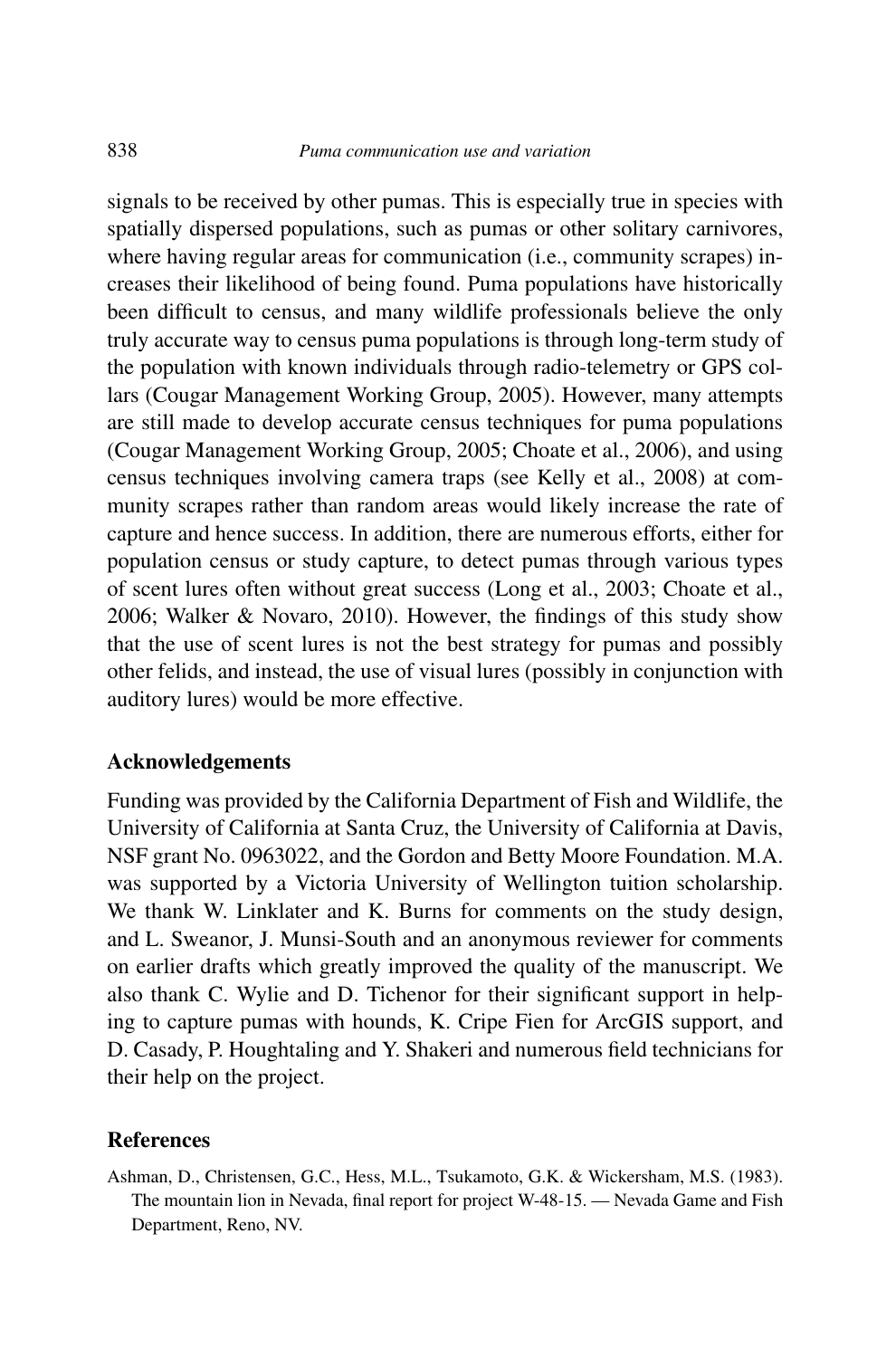signals to be received by other pumas. This is especially true in species with spatially dispersed populations, such as pumas or other solitary carnivores, where having regular areas for communication (i.e., community scrapes) increases their likelihood of being found. Puma populations have historically been difficult to census, and many wildlife professionals believe the only truly accurate way to census puma populations is through long-term study of the population with known individuals through radio-telemetry or GPS collars (Cougar Management Working Group, 2005). However, many attempts are still made to develop accurate census techniques for puma populations (Cougar Management Working Group, 2005; Choate et al., 2006), and using census techniques involving camera traps (see Kelly et al., 2008) at community scrapes rather than random areas would likely increase the rate of capture and hence success. In addition, there are numerous efforts, either for population census or study capture, to detect pumas through various types of scent lures often without great success (Long et al., 2003; Choate et al., 2006; Walker & Novaro, 2010). However, the findings of this study show that the use of scent lures is not the best strategy for pumas and possibly other felids, and instead, the use of visual lures (possibly in conjunction with auditory lures) would be more effective.

## Acknowledgements

Funding was provided by the California Department of Fish and Wildlife, the University of California at Santa Cruz, the University of California at Davis, NSF grant No. 0963022, and the Gordon and Betty Moore Foundation. M.A. was supported by a Victoria University of Wellington tuition scholarship. We thank W. Linklater and K. Burns for comments on the study design, and L. Sweanor, J. Munsi-South and an anonymous reviewer for comments on earlier drafts which greatly improved the quality of the manuscript. We also thank C. Wylie and D. Tichenor for their significant support in helping to capture pumas with hounds, K. Cripe Fien for ArcGIS support, and D. Casady, P. Houghtaling and Y. Shakeri and numerous field technicians for their help on the project.

## References

Ashman, D., Christensen, G.C., Hess, M.L., Tsukamoto, G.K. & Wickersham, M.S. (1983). The mountain lion in Nevada, final report for project W-48-15. — Nevada Game and Fish Department, Reno, NV.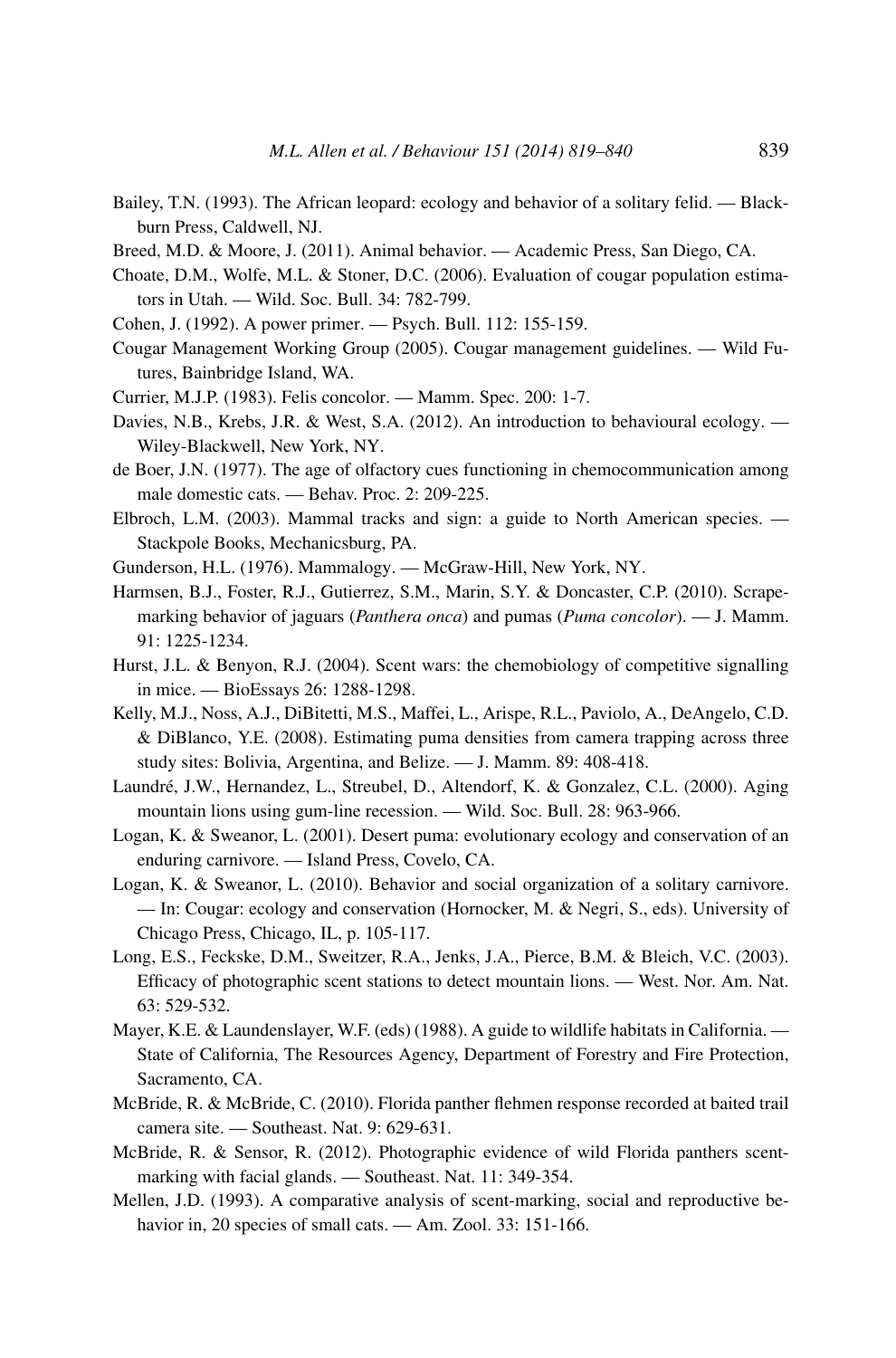Bailey, T.N. (1993). The African leopard: ecology and behavior of a solitary felid. — Blackburn Press, Caldwell, NJ.

Breed, M.D. & Moore, J. (2011). Animal behavior. — Academic Press, San Diego, CA.

Choate, D.M., Wolfe, M.L. & Stoner, D.C. (2006). Evaluation of cougar population estimators in Utah. — Wild. Soc. Bull. 34: 782-799.

Cohen, J. (1992). A power primer. — Psych. Bull. 112: 155-159.

Cougar Management Working Group (2005). Cougar management guidelines. — Wild Futures, Bainbridge Island, WA.

Currier, M.J.P. (1983). Felis concolor. — Mamm. Spec. 200: 1-7.

Davies, N.B., Krebs, J.R. & West, S.A. (2012). An introduction to behavioural ecology. — Wiley-Blackwell, New York, NY.

de Boer, J.N. (1977). The age of olfactory cues functioning in chemocommunication among male domestic cats. — Behav. Proc. 2: 209-225.

Elbroch, L.M. (2003). Mammal tracks and sign: a guide to North American species. — Stackpole Books, Mechanicsburg, PA.

Gunderson, H.L. (1976). Mammalogy. — McGraw-Hill, New York, NY.

Harmsen, B.J., Foster, R.J., Gutierrez, S.M., Marin, S.Y. & Doncaster, C.P. (2010). Scrape-marking behavior of jaguars (*Panthera onca*) and pumas (*Puma concolor*). — J. Mamm. 91: 1225-1234.

Hurst, J.L. & Benyon, R.J. (2004). Scent wars: the chemobiology of competitive signalling in mice. — BioEssays 26: 1288-1298.

Kelly, M.J., Noss, A.J., DiBitetti, M.S., Maffei, L., Arispe, R.L., Paviolo, A., DeAngelo, C.D. & DiBlanco, Y.E. (2008). Estimating puma densities from camera trapping across three study sites: Bolivia, Argentina, and Belize. — J. Mamm. 89: 408-418.

Laundré, J.W., Hernandez, L., Streubel, D., Altendorf, K. & Gonzalez, C.L. (2000). Aging mountain lions using gum-line recession. — Wild. Soc. Bull. 28: 963-966.

Logan, K. & Sweanor, L. (2001). Desert puma: evolutionary ecology and conservation of an enduring carnivore. — Island Press, Covelo, CA.

Logan, K. & Sweanor, L. (2010). Behavior and social organization of a solitary carnivore. — In: Cougar: ecology and conservation (Hornocker, M. & Negri, S., eds). University of Chicago Press, Chicago, IL, p. 105-117.

Long, E.S., Feckske, D.M., Sweitzer, R.A., Jenks, J.A., Pierce, B.M. & Bleich, V.C. (2003). Efficacy of photographic scent stations to detect mountain lions. — West. Nor. Am. Nat. 63: 529-532.

Mayer, K.E. & Laundenslayer, W.F. (eds) (1988). A guide to wildlife habitats in California. — State of California, The Resources Agency, Department of Forestry and Fire Protection, Sacramento, CA.

McBride, R. & McBride, C. (2010). Florida panther flehmen response recorded at baited trail camera site. — Southeast. Nat. 9: 629-631.

McBride, R. & Sensor, R. (2012). Photographic evidence of wild Florida panthers scent-marking with facial glands. — Southeast. Nat. 11: 349-354.

Mellen, J.D. (1993). A comparative analysis of scent-marking, social and reproductive behavior in, 20 species of small cats. — Am. Zool. 33: 151-166.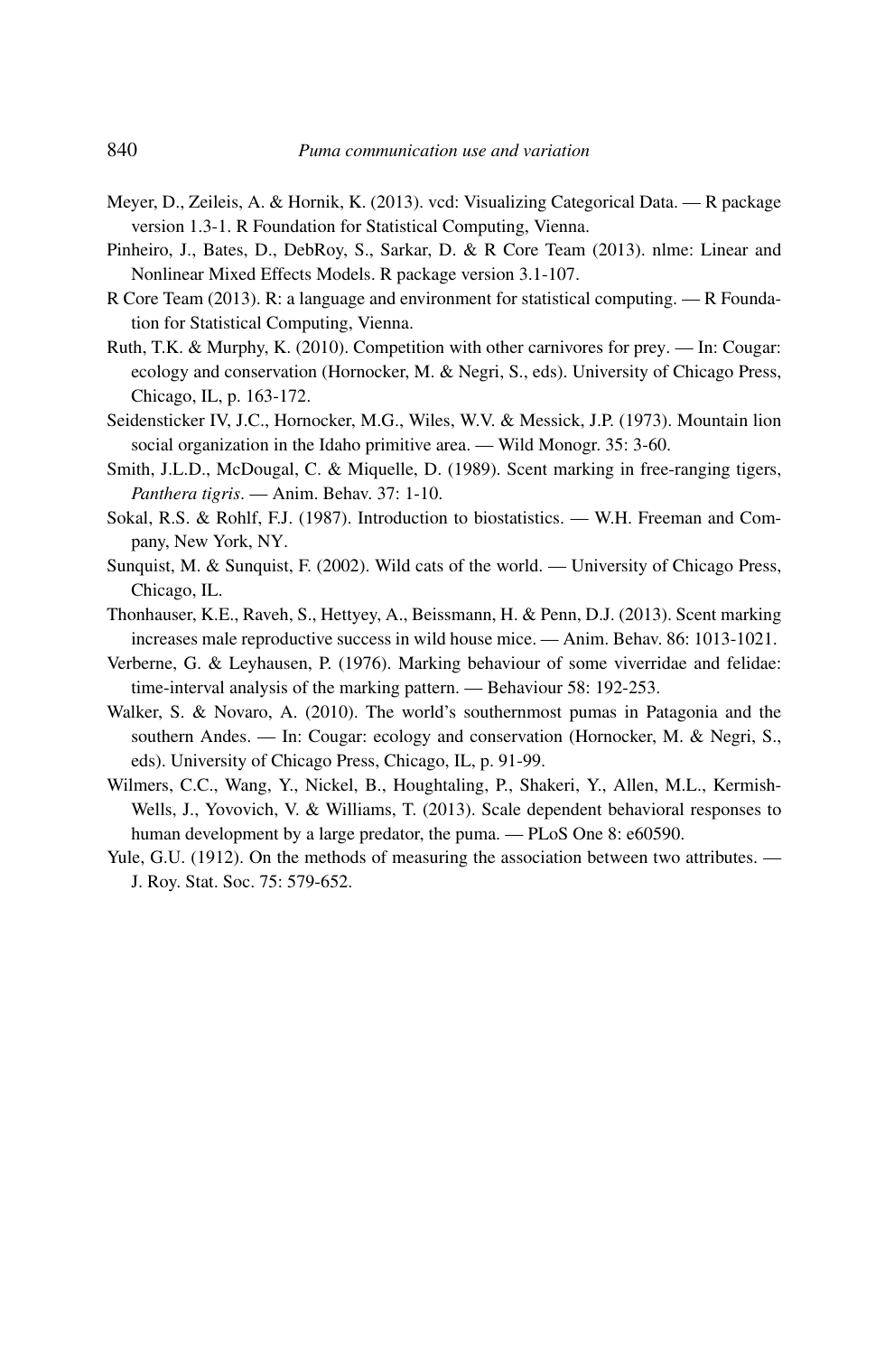Meyer, D., Zeileis, A. & Hornik, K. (2013). vcd: Visualizing Categorical Data. — R package version 1.3-1. R Foundation for Statistical Computing, Vienna.

Pinheiro, J., Bates, D., DebRoy, S., Sarkar, D. & R Core Team (2013). nlme: Linear and Nonlinear Mixed Effects Models. R package version 3.1-107.

R Core Team (2013). R: a language and environment for statistical computing. — R Foundation for Statistical Computing, Vienna.

Ruth, T.K. & Murphy, K. (2010). Competition with other carnivores for prey. — In: Cougar: ecology and conservation (Hornocker, M. & Negri, S., eds). University of Chicago Press, Chicago, IL, p. 163-172.

Seidensticker IV, J.C., Hornocker, M.G., Wiles, W.V. & Messick, J.P. (1973). Mountain lion social organization in the Idaho primitive area. — Wild Monogr. 35: 3-60.

Smith, J.L.D., McDougal, C. & Miquelle, D. (1989). Scent marking in free-ranging tigers, *Panthera tigris*. — Anim. Behav. 37: 1-10.

Sokal, R.S. & Rohlf, F.J. (1987). Introduction to biostatistics. — W.H. Freeman and Company, New York, NY.

Sunquist, M. & Sunquist, F. (2002). Wild cats of the world. — University of Chicago Press, Chicago, IL.

Thonhauser, K.E., Raveh, S., Hettyey, A., Beissmann, H. & Penn, D.J. (2013). Scent marking increases male reproductive success in wild house mice. — Anim. Behav. 86: 1013-1021.

Verberne, G. & Leyhausen, P. (1976). Marking behaviour of some viverridae and felidae: time-interval analysis of the marking pattern. — Behaviour 58: 192-253.

Walker, S. & Novaro, A. (2010). The world's southernmost pumas in Patagonia and the southern Andes. — In: Cougar: ecology and conservation (Hornocker, M. & Negri, S., eds). University of Chicago Press, Chicago, IL, p. 91-99.

Wilmers, C.C., Wang, Y., Nickel, B., Houghtaling, P., Shakeri, Y., Allen, M.L., Kermish-Wells, J., Yovovich, V. & Williams, T. (2013). Scale dependent behavioral responses to human development by a large predator, the puma. — PLoS One 8: e60590.

Yule, G.U. (1912). On the methods of measuring the association between two attributes. — J. Roy. Stat. Soc. 75: 579-652.